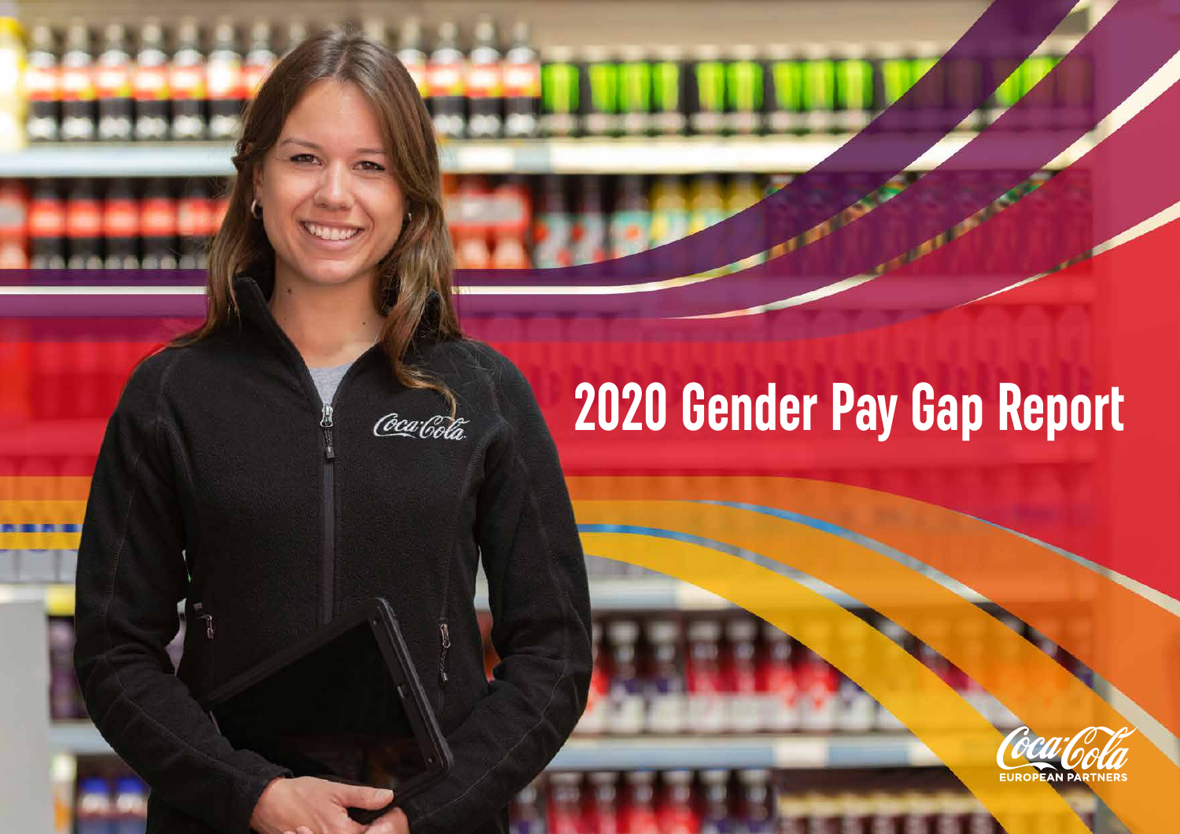# 2020 Gender Pay Gap Report

Coca-Cola EUROPEAN PARTNERS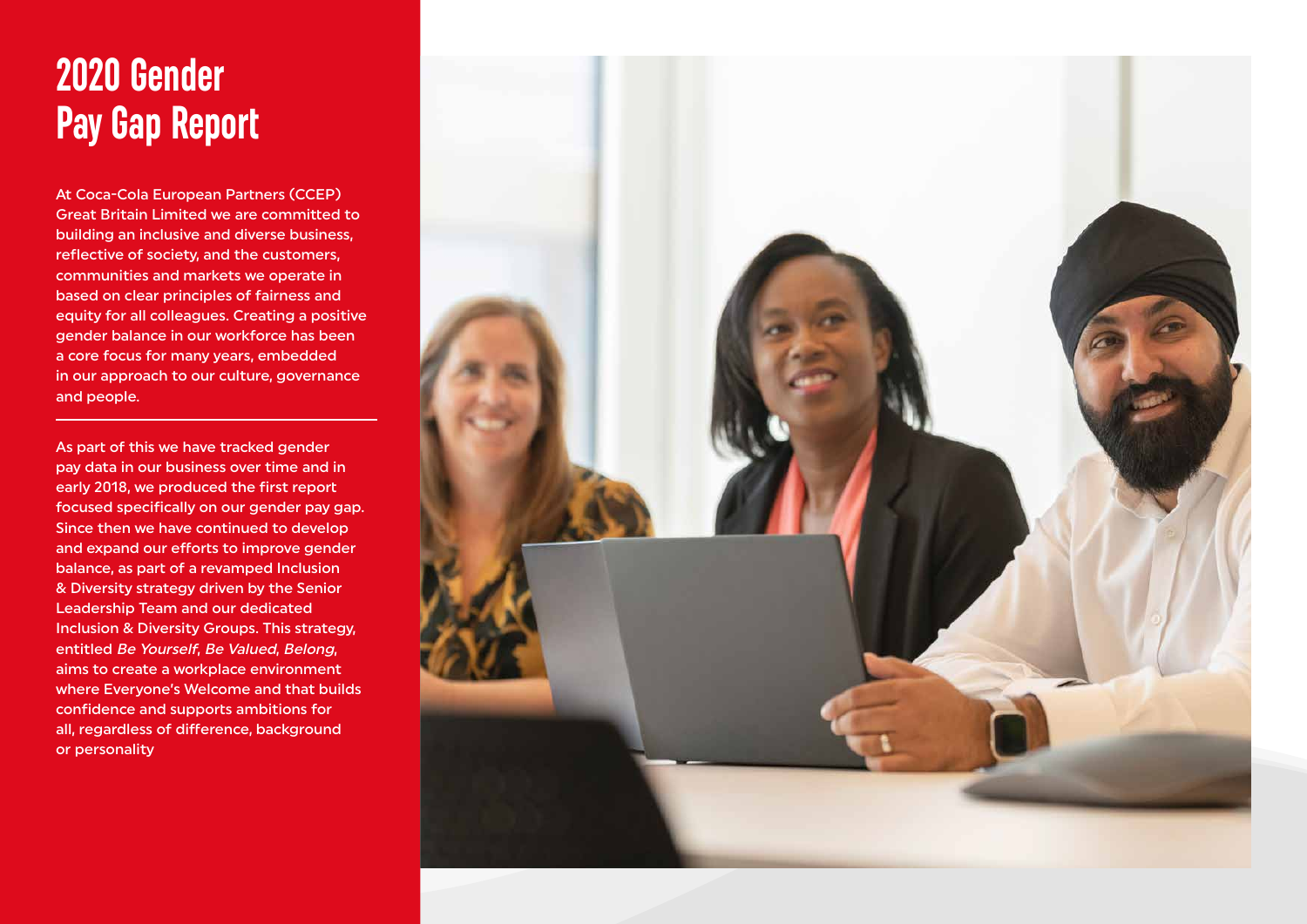# 2020 Gender Pay Gap Report

At Coca-Cola European Partners (CCEP) Great Britain Limited we are committed to building an inclusive and diverse business, reflective of society, and the customers, communities and markets we operate in based on clear principles of fairness and equity for all colleagues. Creating a positive gender balance in our workforce has been a core focus for many years, embedded in our approach to our culture, governance and people.

---

As part of this we have tracked gender pay data in our business over time and in early 2018, we produced the first report focused specifically on our gender pay gap. Since then we have continued to develop and expand our efforts to improve gender balance, as part of a revamped Inclusion & Diversity strategy driven by the Senior Leadership Team and our dedicated Inclusion & Diversity Groups. This strategy, entitled *Be Yourself, Be Valued, Belong*, aims to create a workplace environment where Everyone's Welcome and that builds confidence and supports ambitions for all, regardless of difference, background or personality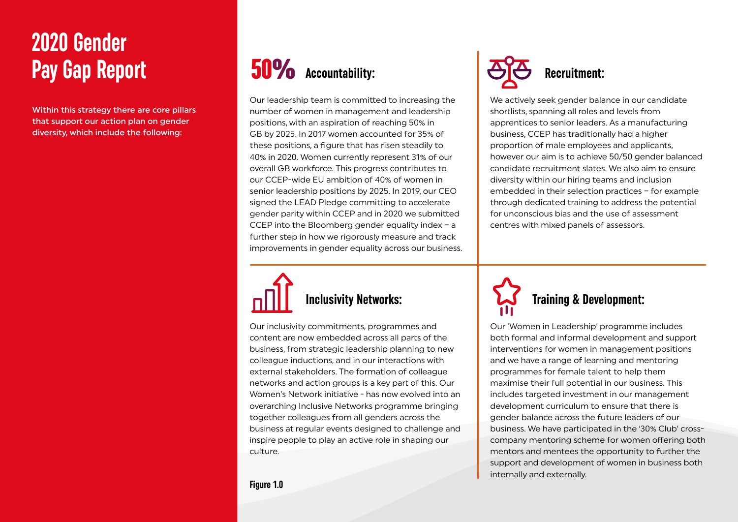# 2020 Gender Pay Gap Report

Within this strategy there are core pillars that support our action plan on gender diversity, which include the following:

## 50% Accountability:

Our leadership team is committed to increasing the number of women in management and leadership positions, with an aspiration of reaching 50% in GB by 2025. In 2017 women accounted for 35% of these positions, a figure that has risen steadily to 40% in 2020. Women currently represent 31% of our overall GB workforce. This progress contributes to our CCEP-wide EU ambition of 40% of women in senior leadership positions by 2025. In 2019, our CEO signed the LEAD Pledge committing to accelerate gender parity within CCEP and in 2020 we submitted CCEP into the Bloomberg gender equality index – a further step in how we rigorously measure and track improvements in gender equality across our business.

## Recruitment:

We actively seek gender balance in our candidate shortlists, spanning all roles and levels from apprentices to senior leaders. As a manufacturing business, CCEP has traditionally had a higher proportion of male employees and applicants, however our aim is to achieve 50/50 gender balanced candidate recruitment slates. We also aim to ensure diversity within our hiring teams and inclusion embedded in their selection practices – for example through dedicated training to address the potential for unconscious bias and the use of assessment centres with mixed panels of assessors.

## Inclusivity Networks:

Our inclusivity commitments, programmes and content are now embedded across all parts of the business, from strategic leadership planning to new colleague inductions, and in our interactions with external stakeholders. The formation of colleague networks and action groups is a key part of this. Our Women's Network initiative - has now evolved into an overarching Inclusive Networks programme bringing together colleagues from all genders across the business at regular events designed to challenge and inspire people to play an active role in shaping our culture.

## Training & Development:

Our 'Women in Leadership' programme includes both formal and informal development and support interventions for women in management positions and we have a range of learning and mentoring programmes for female talent to help them maximise their full potential in our business. This includes targeted investment in our management development curriculum to ensure that there is gender balance across the future leaders of our business. We have participated in the '30% Club' cross-company mentoring scheme for women offering both mentors and mentees the opportunity to further the support and development of women in business both internally and externally.

**Figure 1.0**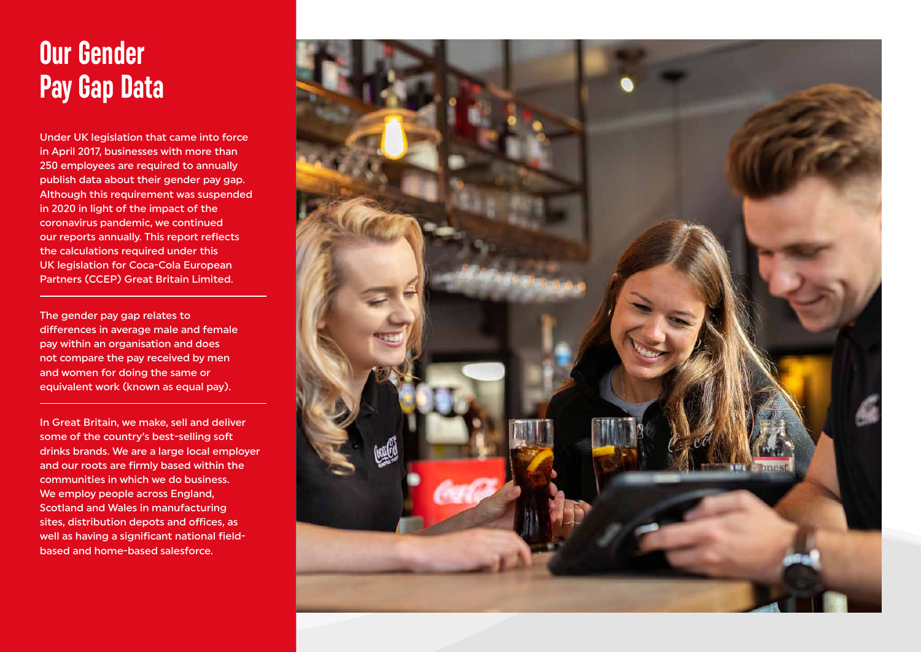# Our Gender Pay Gap Data

Under UK legislation that came into force in April 2017, businesses with more than 250 employees are required to annually publish data about their gender pay gap. Although this requirement was suspended in 2020 in light of the impact of the coronavirus pandemic, we continued our reports annually. This report reflects the calculations required under this UK legislation for Coca-Cola European Partners (CCEP) Great Britain Limited.

---

The gender pay gap relates to differences in average male and female pay within an organisation and does not compare the pay received by men and women for doing the same or equivalent work (known as equal pay).

---

In Great Britain, we make, sell and deliver some of the country's best-selling soft drinks brands. We are a large local employer and our roots are firmly based within the communities in which we do business. We employ people across England, Scotland and Wales in manufacturing sites, distribution depots and offices, as well as having a significant national field-based and home-based salesforce.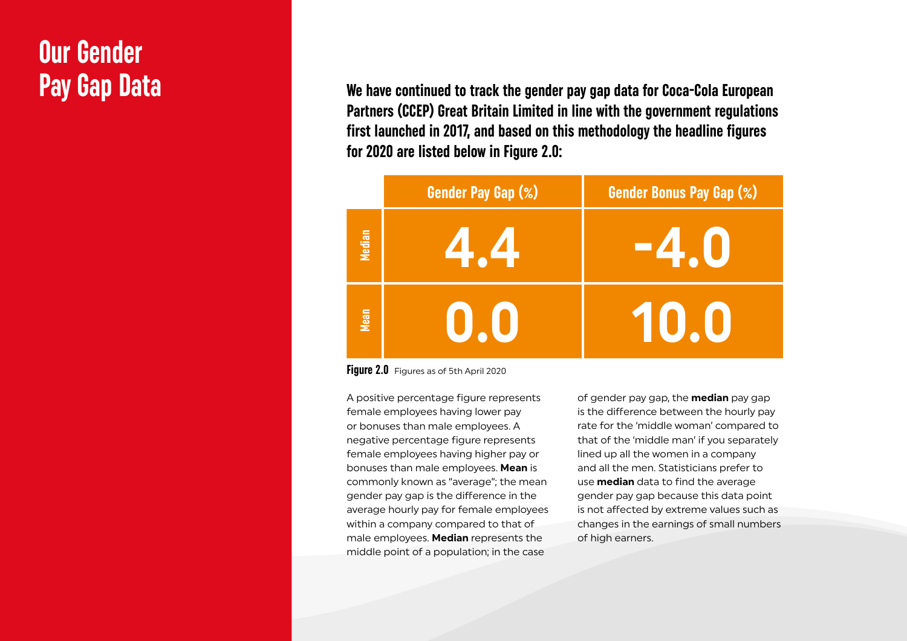# Our Gender Pay Gap Data

**We have continued to track the gender pay gap data for Coca-Cola European Partners (CCEP) Great Britain Limited in line with the government regulations first launched in 2017, and based on this methodology the headline figures for 2020 are listed below in Figure 2.0:**

| | Gender Pay Gap (%) | Gender Bonus Pay Gap (%) |
|---|---|---|
| Median | 4.4 | -4.0 |
| Mean | 0.0 | 10.0 |

**Figure 2.0** Figures as of 5th April 2020

A positive percentage figure represents female employees having lower pay or bonuses than male employees. A negative percentage figure represents female employees having higher pay or bonuses than male employees. **Mean** is commonly known as "average"; the mean gender pay gap is the difference in the average hourly pay for female employees within a company compared to that of male employees. **Median** represents the middle point of a population; in the case of gender pay gap, the **median** pay gap is the difference between the hourly pay rate for the 'middle woman' compared to that of the 'middle man' if you separately lined up all the women in a company and all the men. Statisticians prefer to use **median** data to find the average gender pay gap because this data point is not affected by extreme values such as changes in the earnings of small numbers of high earners.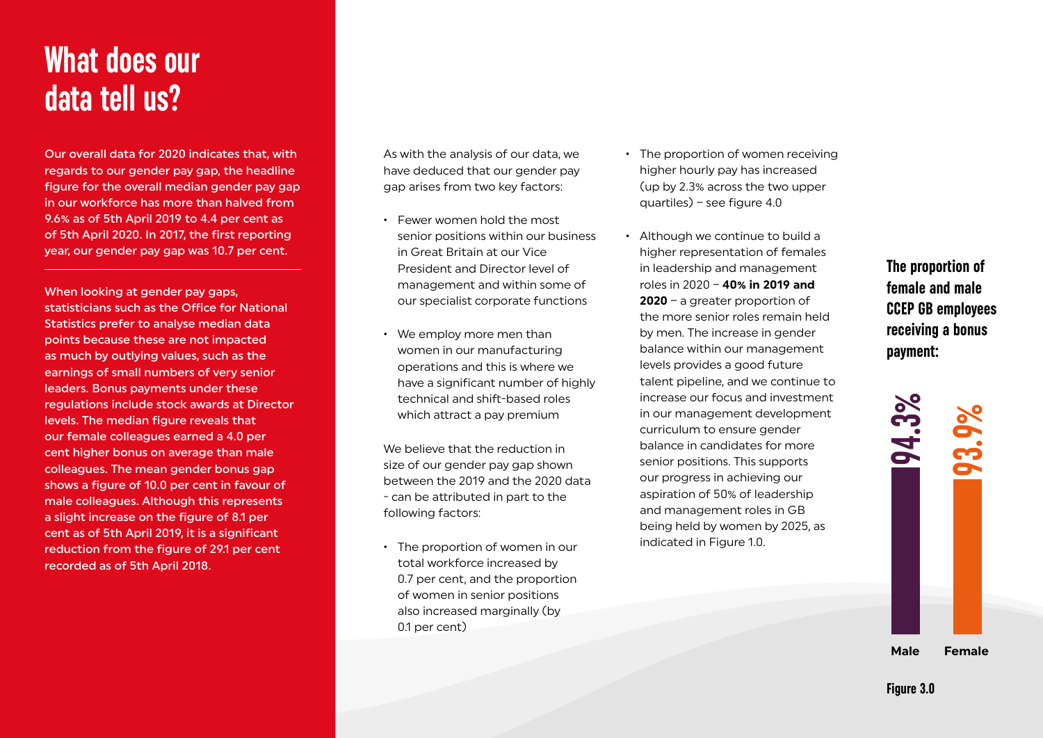# What does our data tell us?

Our overall data for 2020 indicates that, with regards to our gender pay gap, the headline figure for the overall median gender pay gap in our workforce has more than halved from 9.6% as of 5th April 2019 to 4.4 per cent as of 5th April 2020. In 2017, the first reporting year, our gender pay gap was 10.7 per cent.

When looking at gender pay gaps, statisticians such as the Office for National Statistics prefer to analyse median data points because these are not impacted as much by outlying values, such as the earnings of small numbers of very senior leaders. Bonus payments under these regulations include stock awards at Director levels. The median figure reveals that our female colleagues earned a 4.0 per cent higher bonus on average than male colleagues. The mean gender bonus gap shows a figure of 10.0 per cent in favour of male colleagues. Although this represents a slight increase on the figure of 8.1 per cent as of 5th April 2019, it is a significant reduction from the figure of 29.1 per cent recorded as of 5th April 2018.

As with the analysis of our data, we have deduced that our gender pay gap arises from two key factors:

- Fewer women hold the most senior positions within our business in Great Britain at our Vice President and Director level of management and within some of our specialist corporate functions
- We employ more men than women in our manufacturing operations and this is where we have a significant number of highly technical and shift-based roles which attract a pay premium

We believe that the reduction in size of our gender pay gap shown between the 2019 and the 2020 data - can be attributed in part to the following factors:

- The proportion of women in our total workforce increased by 0.7 per cent, and the proportion of women in senior positions also increased marginally (by 0.1 per cent)
- The proportion of women receiving higher hourly pay has increased (up by 2.3% across the two upper quartiles) – see figure 4.0
- Although we continue to build a higher representation of females in leadership and management roles in 2020 – **40% in 2019 and 2020** – a greater proportion of the more senior roles remain held by men. The increase in gender balance within our management levels provides a good future talent pipeline, and we continue to increase our focus and investment in our management development curriculum to ensure gender balance in candidates for more senior positions. This supports our progress in achieving our aspiration of 50% of leadership and management roles in GB being held by women by 2025, as indicated in Figure 1.0.

**The proportion of female and male CCEP GB employees receiving a bonus payment:**

| Male | Female |
| --- | --- |
| 94.3% | 93.9% |

Figure 3.0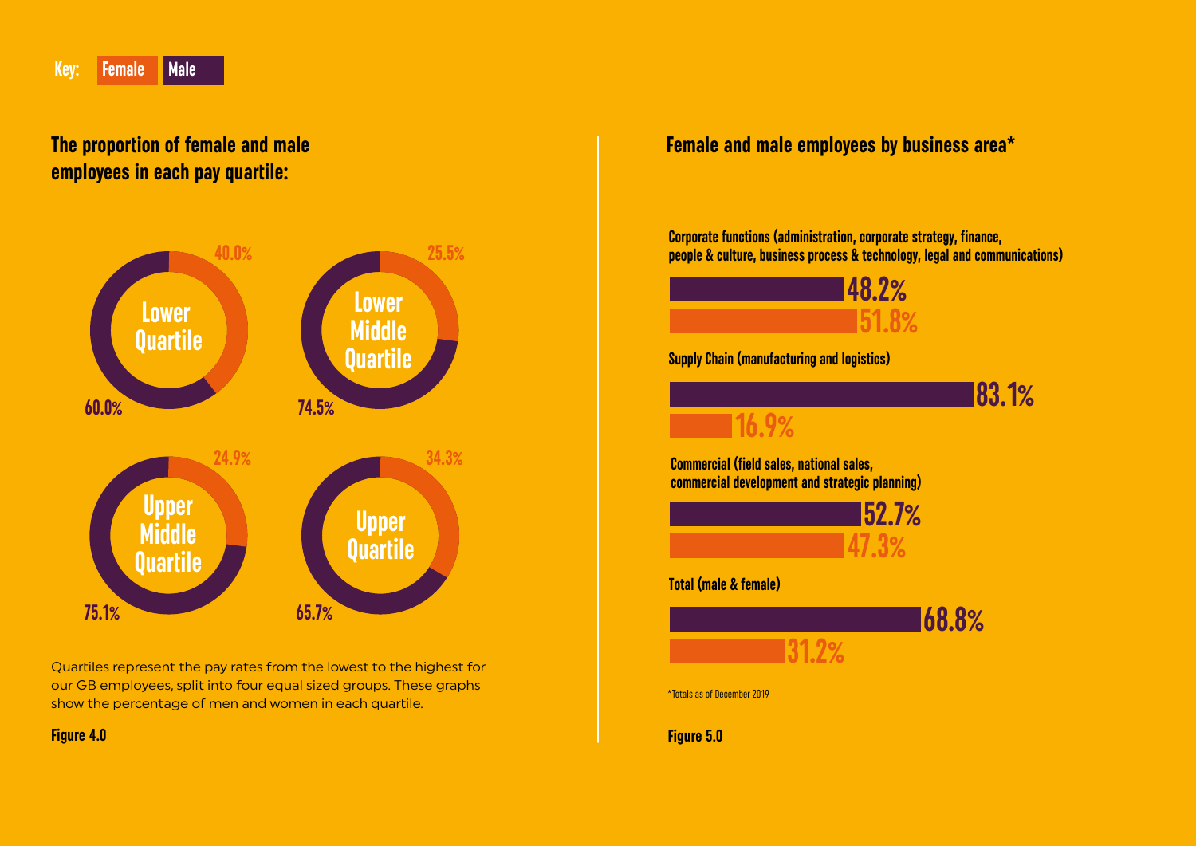Key: Female | Male

## The proportion of female and male employees in each pay quartile:

| Quartile | Female | Male |
| --- | --- | --- |
| Lower Quartile | 40.0% | 60.0% |
| Lower Middle Quartile | 25.5% | 74.5% |
| Upper Middle Quartile | 24.9% | 75.1% |
| Upper Quartile | 34.3% | 65.7% |

Quartiles represent the pay rates from the lowest to the highest for our GB employees, split into four equal sized groups. These graphs show the percentage of men and women in each quartile.

**Figure 4.0**

## Female and male employees by business area*

| Business area | Male | Female |
| --- | --- | --- |
| Corporate functions (administration, corporate strategy, finance, people & culture, business process & technology, legal and communications) | 48.2% | 51.8% |
| Supply Chain (manufacturing and logistics) | 83.1% | 16.9% |
| Commercial (field sales, national sales, commercial development and strategic planning) | 52.7% | 47.3% |
| Total (male & female) | 68.8% | 31.2% |

*Totals as of December 2019

**Figure 5.0**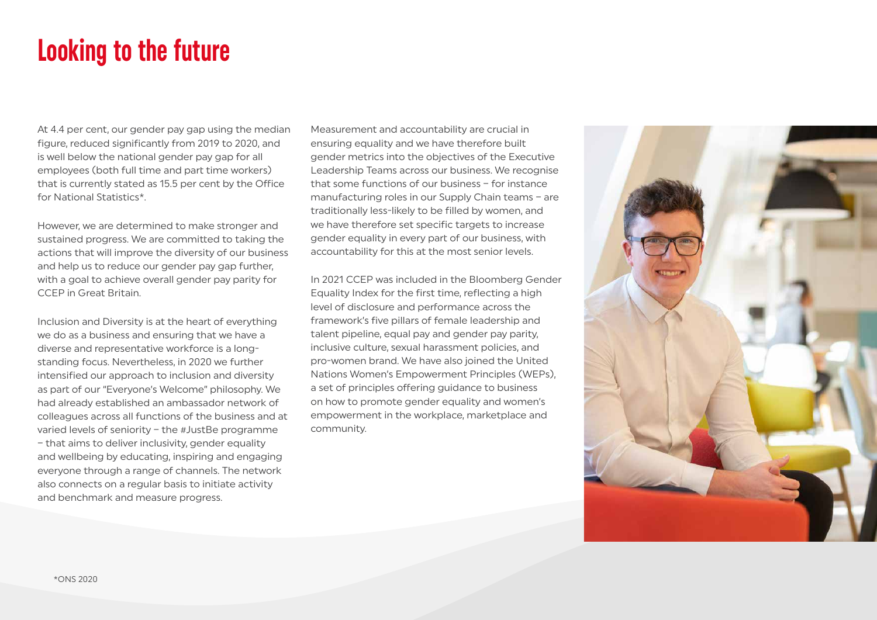# Looking to the future

At 4.4 per cent, our gender pay gap using the median figure, reduced significantly from 2019 to 2020, and is well below the national gender pay gap for all employees (both full time and part time workers) that is currently stated as 15.5 per cent by the Office for National Statistics*.

However, we are determined to make stronger and sustained progress. We are committed to taking the actions that will improve the diversity of our business and help us to reduce our gender pay gap further, with a goal to achieve overall gender pay parity for CCEP in Great Britain.

Inclusion and Diversity is at the heart of everything we do as a business and ensuring that we have a diverse and representative workforce is a long-standing focus. Nevertheless, in 2020 we further intensified our approach to inclusion and diversity as part of our "Everyone's Welcome" philosophy. We had already established an ambassador network of colleagues across all functions of the business and at varied levels of seniority – the #JustBe programme – that aims to deliver inclusivity, gender equality and wellbeing by educating, inspiring and engaging everyone through a range of channels. The network also connects on a regular basis to initiate activity and benchmark and measure progress.

Measurement and accountability are crucial in ensuring equality and we have therefore built gender metrics into the objectives of the Executive Leadership Teams across our business. We recognise that some functions of our business – for instance manufacturing roles in our Supply Chain teams – are traditionally less-likely to be filled by women, and we have therefore set specific targets to increase gender equality in every part of our business, with accountability for this at the most senior levels.

In 2021 CCEP was included in the Bloomberg Gender Equality Index for the first time, reflecting a high level of disclosure and performance across the framework's five pillars of female leadership and talent pipeline, equal pay and gender pay parity, inclusive culture, sexual harassment policies, and pro-women brand. We have also joined the United Nations Women's Empowerment Principles (WEPs), a set of principles offering guidance to business on how to promote gender equality and women's empowerment in the workplace, marketplace and community.

*ONS 2020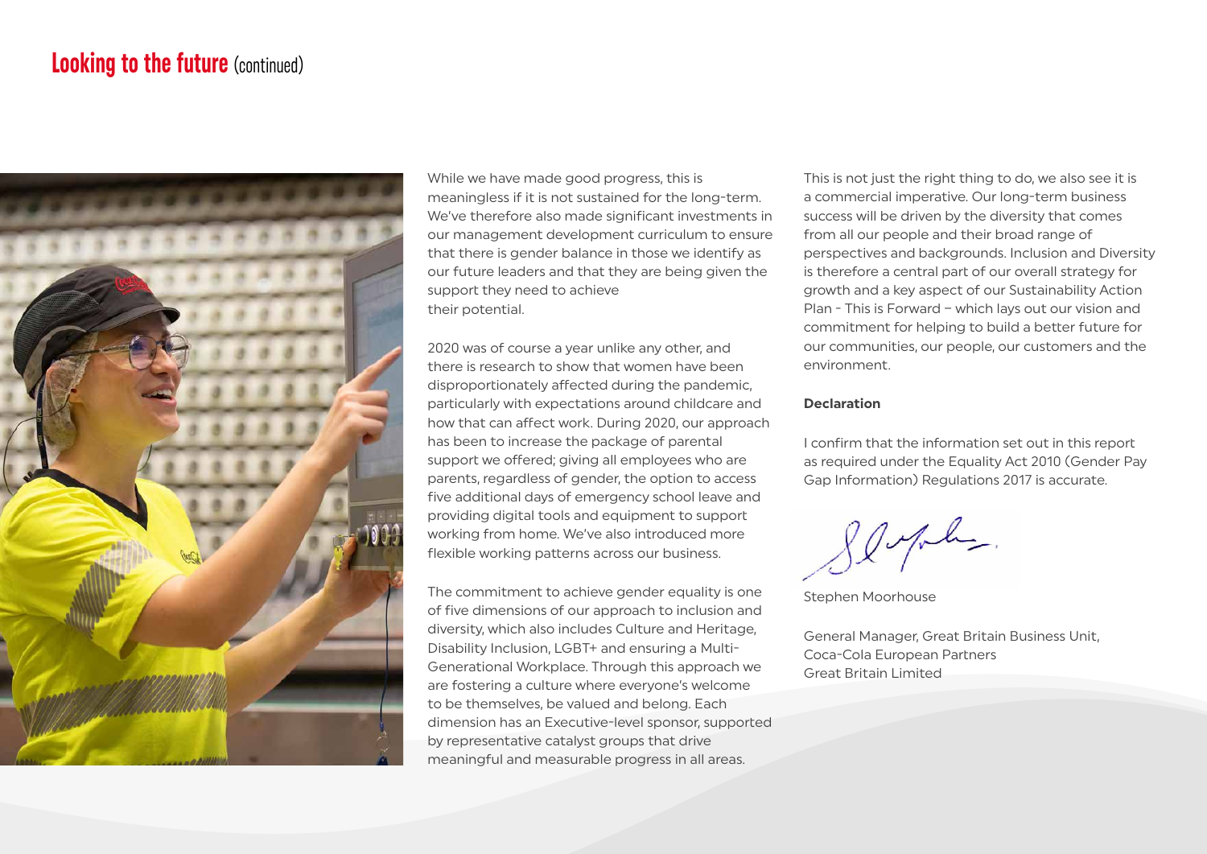# Looking to the future (continued)

While we have made good progress, this is meaningless if it is not sustained for the long-term. We've therefore also made significant investments in our management development curriculum to ensure that there is gender balance in those we identify as our future leaders and that they are being given the support they need to achieve their potential.

2020 was of course a year unlike any other, and there is research to show that women have been disproportionately affected during the pandemic, particularly with expectations around childcare and how that can affect work. During 2020, our approach has been to increase the package of parental support we offered; giving all employees who are parents, regardless of gender, the option to access five additional days of emergency school leave and providing digital tools and equipment to support working from home. We've also introduced more flexible working patterns across our business.

The commitment to achieve gender equality is one of five dimensions of our approach to inclusion and diversity, which also includes Culture and Heritage, Disability Inclusion, LGBT+ and ensuring a Multi-Generational Workplace. Through this approach we are fostering a culture where everyone's welcome to be themselves, be valued and belong. Each dimension has an Executive-level sponsor, supported by representative catalyst groups that drive meaningful and measurable progress in all areas.

This is not just the right thing to do, we also see it is a commercial imperative. Our long-term business success will be driven by the diversity that comes from all our people and their broad range of perspectives and backgrounds. Inclusion and Diversity is therefore a central part of our overall strategy for growth and a key aspect of our Sustainability Action Plan - This is Forward – which lays out our vision and commitment for helping to build a better future for our communities, our people, our customers and the environment.

**Declaration**

I confirm that the information set out in this report as required under the Equality Act 2010 (Gender Pay Gap Information) Regulations 2017 is accurate.

Stephen Moorhouse

General Manager, Great Britain Business Unit,
Coca-Cola European Partners
Great Britain Limited